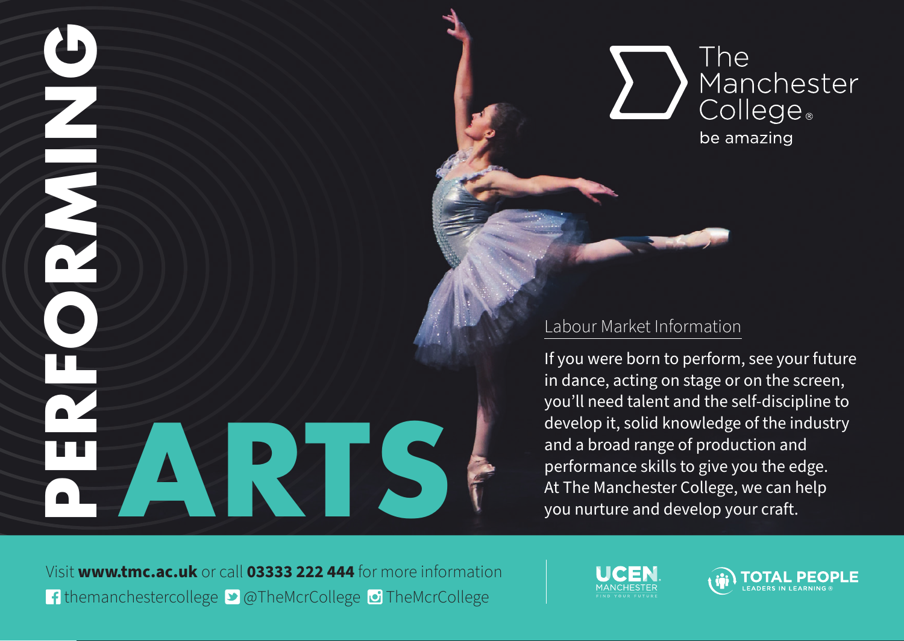# PERFORMING ARTS

The Manchester College®

be amazing

## Labour Market Information

If you were born to perform, see your future in dance, acting on stage or on the screen, you'll need talent and the self-discipline to develop it, solid knowledge of the industry and a broad range of production and performance skills to give you the edge. At The Manchester College, we can help you nurture and develop your craft.

Visit **www.tmc.ac.uk** or call **03333 222 444** for more information

themanchestercollege @TheMcrCollege TheMcrCollege

UCEN MANCHESTER FIND YOUR FUTURE

TOTAL PEOPLE LEADERS IN LEARNING®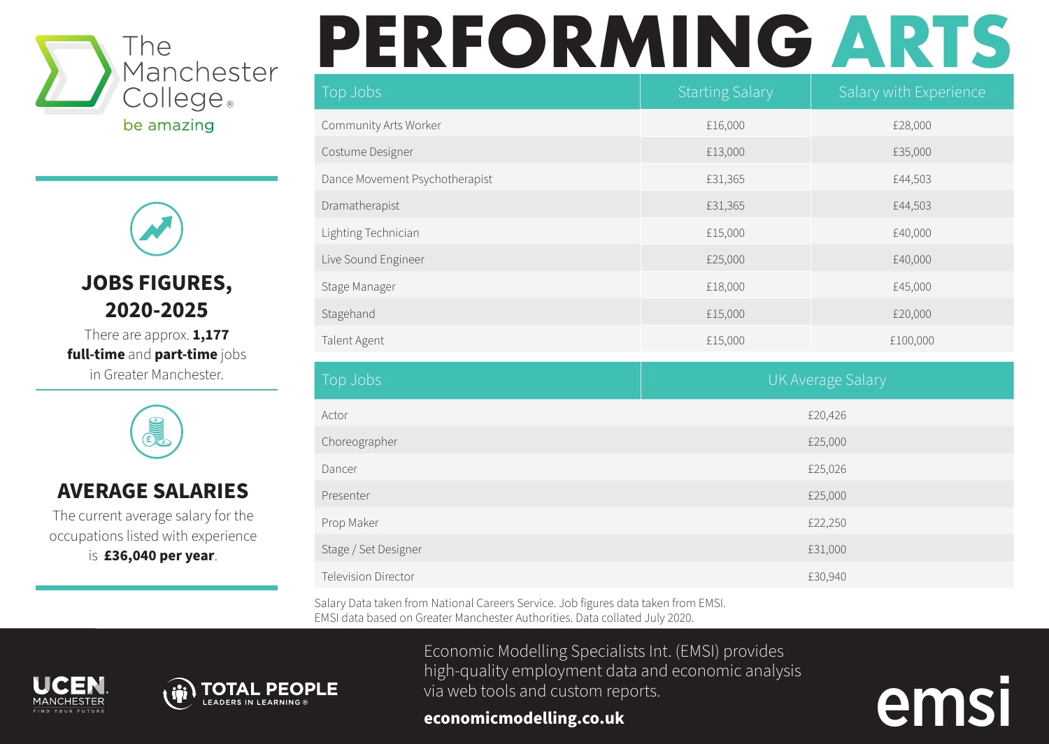The Manchester College®
be amazing

# PERFORMING ARTS

## JOBS FIGURES, 2020-2025

There are approx. **1,177 full-time** and **part-time** jobs in Greater Manchester.

## AVERAGE SALARIES

The current average salary for the occupations listed with experience is **£36,040 per year**.

| Top Jobs | Starting Salary | Salary with Experience |
|---|---|---|
| Community Arts Worker | £16,000 | £28,000 |
| Costume Designer | £13,000 | £35,000 |
| Dance Movement Psychotherapist | £31,365 | £44,503 |
| Dramatherapist | £31,365 | £44,503 |
| Lighting Technician | £15,000 | £40,000 |
| Live Sound Engineer | £25,000 | £40,000 |
| Stage Manager | £18,000 | £45,000 |
| Stagehand | £15,000 | £20,000 |
| Talent Agent | £15,000 | £100,000 |

| Top Jobs | UK Average Salary |
|---|---|
| Actor | £20,426 |
| Choreographer | £25,000 |
| Dancer | £25,026 |
| Presenter | £25,000 |
| Prop Maker | £22,250 |
| Stage / Set Designer | £31,000 |
| Television Director | £30,940 |

Salary Data taken from National Careers Service. Job figures data taken from EMSI.
EMSI data based on Greater Manchester Authorities. Data collated July 2020.

UCEN MANCHESTER FIND YOUR FUTURE

TOTAL PEOPLE LEADERS IN LEARNING®

Economic Modelling Specialists Int. (EMSI) provides high-quality employment data and economic analysis via web tools and custom reports.

**economicmodelling.co.uk**

emsi